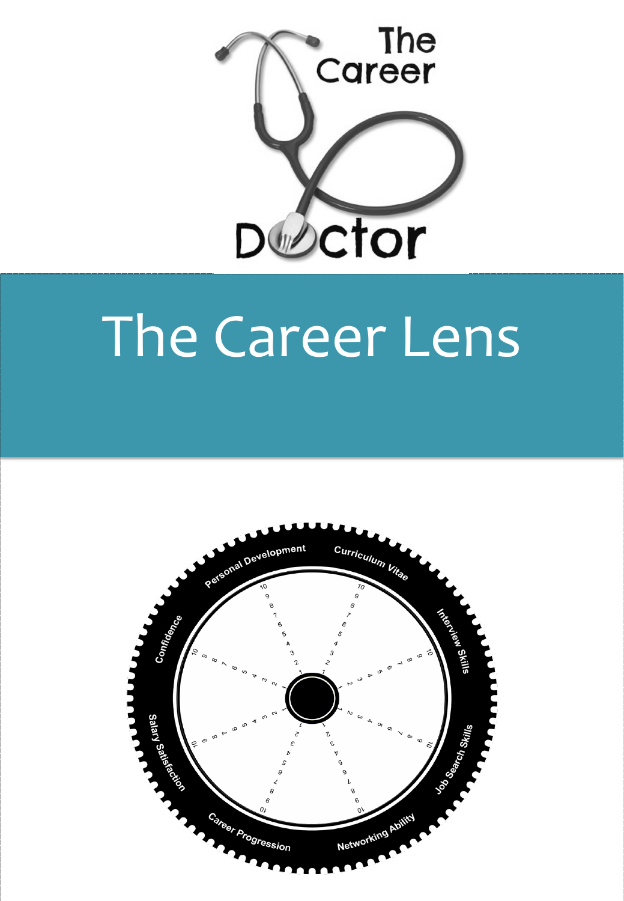The Career Doctor

# The Career Lens

Personal Development

Curriculum Vitae

Interview Skills

Job Search Skills

Networking Ability

Career Progression

Salary Satisfaction

Confidence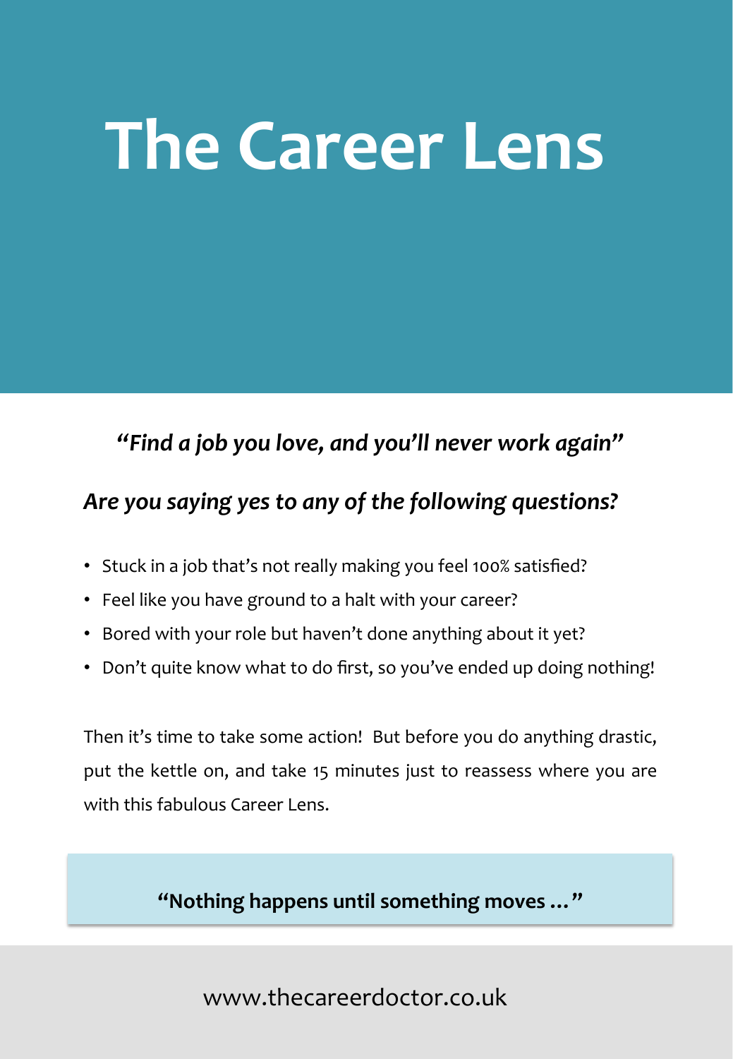# The Career Lens

***"Find a job you love, and you'll never work again"***

***Are you saying yes to any of the following questions?***

- Stuck in a job that's not really making you feel 100% satisfied?
- Feel like you have ground to a halt with your career?
- Bored with your role but haven't done anything about it yet?
- Don't quite know what to do first, so you've ended up doing nothing!

Then it's time to take some action! But before you do anything drastic, put the kettle on, and take 15 minutes just to reassess where you are with this fabulous Career Lens.

**"Nothing happens until something moves …"**

www.thecareerdoctor.co.uk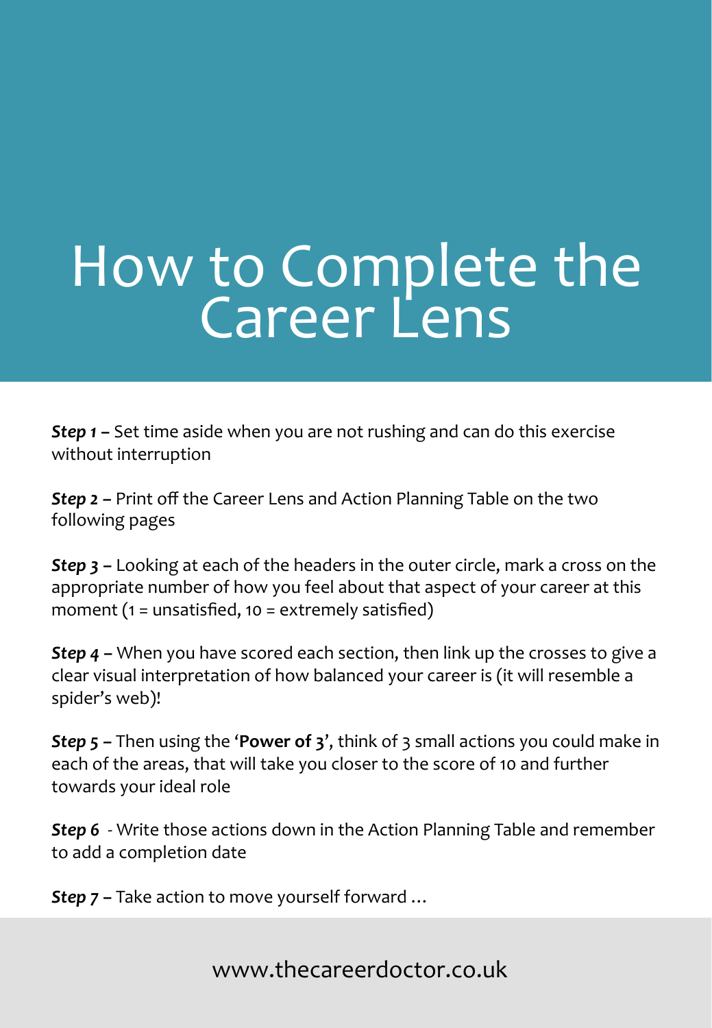# How to Complete the Career Lens

***Step 1*** **–** Set time aside when you are not rushing and can do this exercise without interruption

***Step 2*** **–** Print off the Career Lens and Action Planning Table on the two following pages

***Step 3*** **–** Looking at each of the headers in the outer circle, mark a cross on the appropriate number of how you feel about that aspect of your career at this moment (1 = unsatisfied, 10 = extremely satisfied)

***Step 4*** **–** When you have scored each section, then link up the crosses to give a clear visual interpretation of how balanced your career is (it will resemble a spider's web)!

***Step 5*** **–** Then using the '**Power of 3**', think of 3 small actions you could make in each of the areas, that will take you closer to the score of 10 and further towards your ideal role

***Step 6*** - Write those actions down in the Action Planning Table and remember to add a completion date

***Step 7*** **–** Take action to move yourself forward …

www.thecareerdoctor.co.uk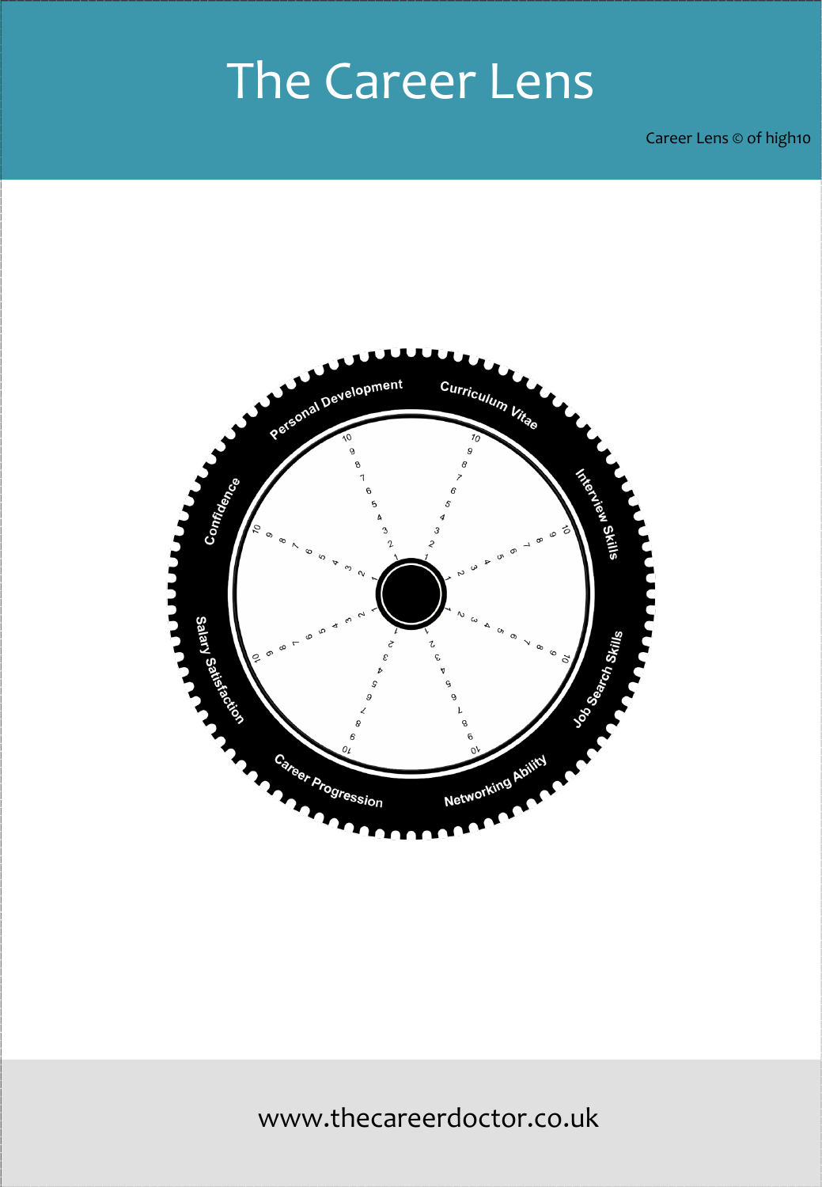# The Career Lens

Career Lens © of high10

Personal Development

Curriculum Vitae

Interview Skills

Job Search Skills

Networking Ability

Career Progression

Salary Satisfaction

Confidence

www.thecareerdoctor.co.uk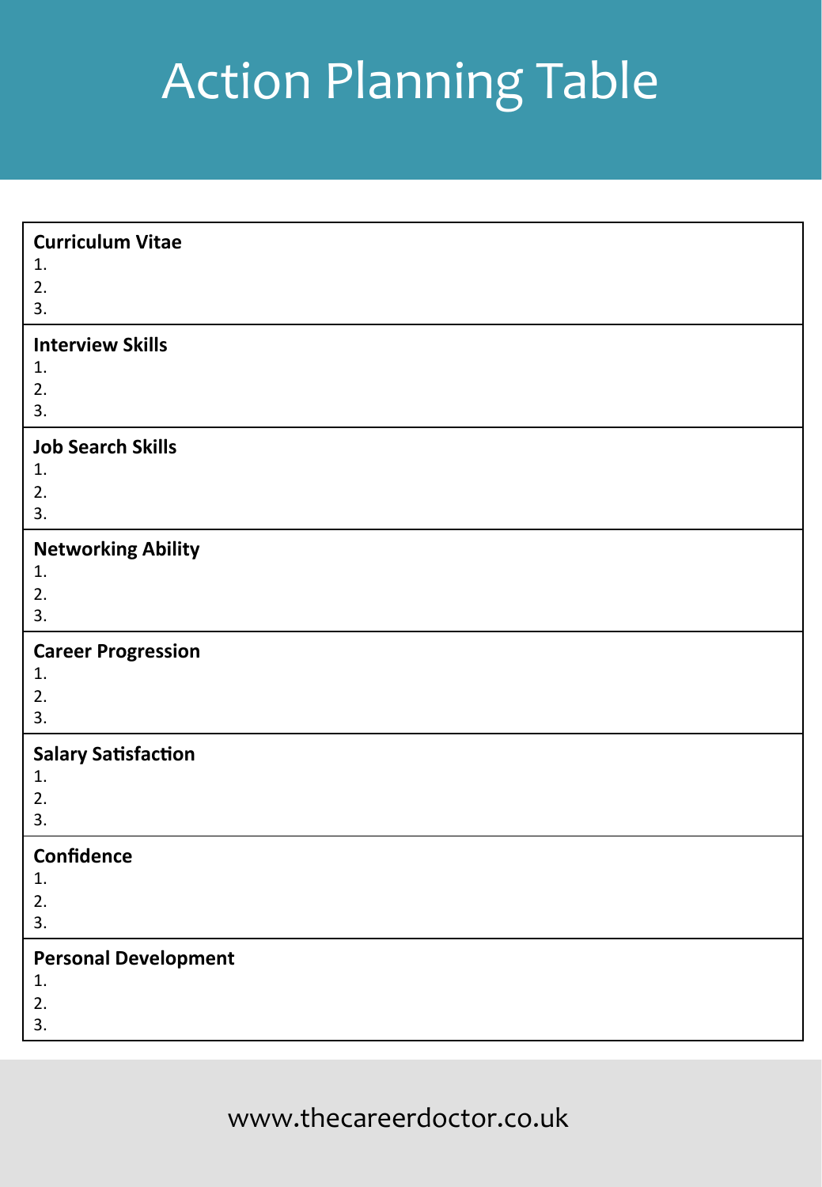# Action Planning Table

**Curriculum Vitae**
1.
2.
3.

**Interview Skills**
1.
2.
3.

**Job Search Skills**
1.
2.
3.

**Networking Ability**
1.
2.
3.

**Career Progression**
1.
2.
3.

**Salary Satisfaction**
1.
2.
3.

**Confidence**
1.
2.
3.

**Personal Development**
1.
2.
3.

www.thecareerdoctor.co.uk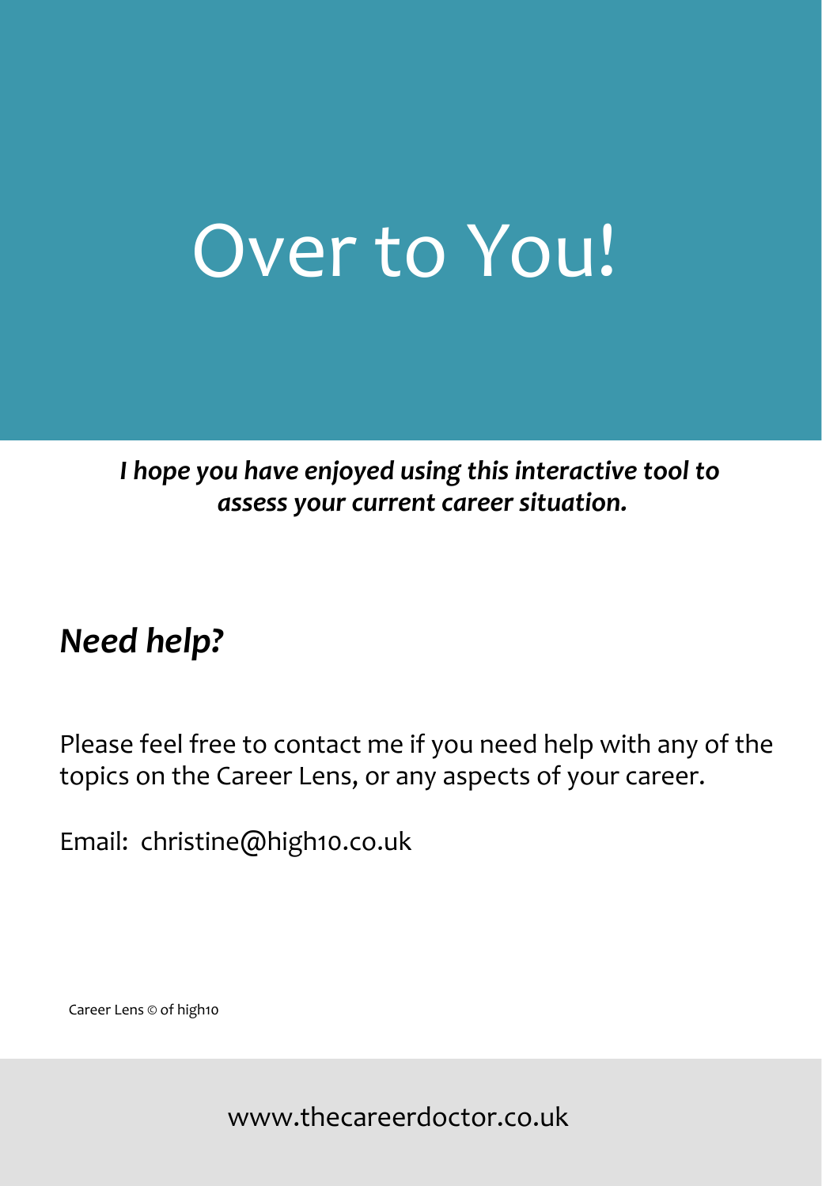# Over to You!

***I hope you have enjoyed using this interactive tool to assess your current career situation.***

## *Need help?*

Please feel free to contact me if you need help with any of the topics on the Career Lens, or any aspects of your career.

Email: christine@high10.co.uk

Career Lens © of high10

www.thecareerdoctor.co.uk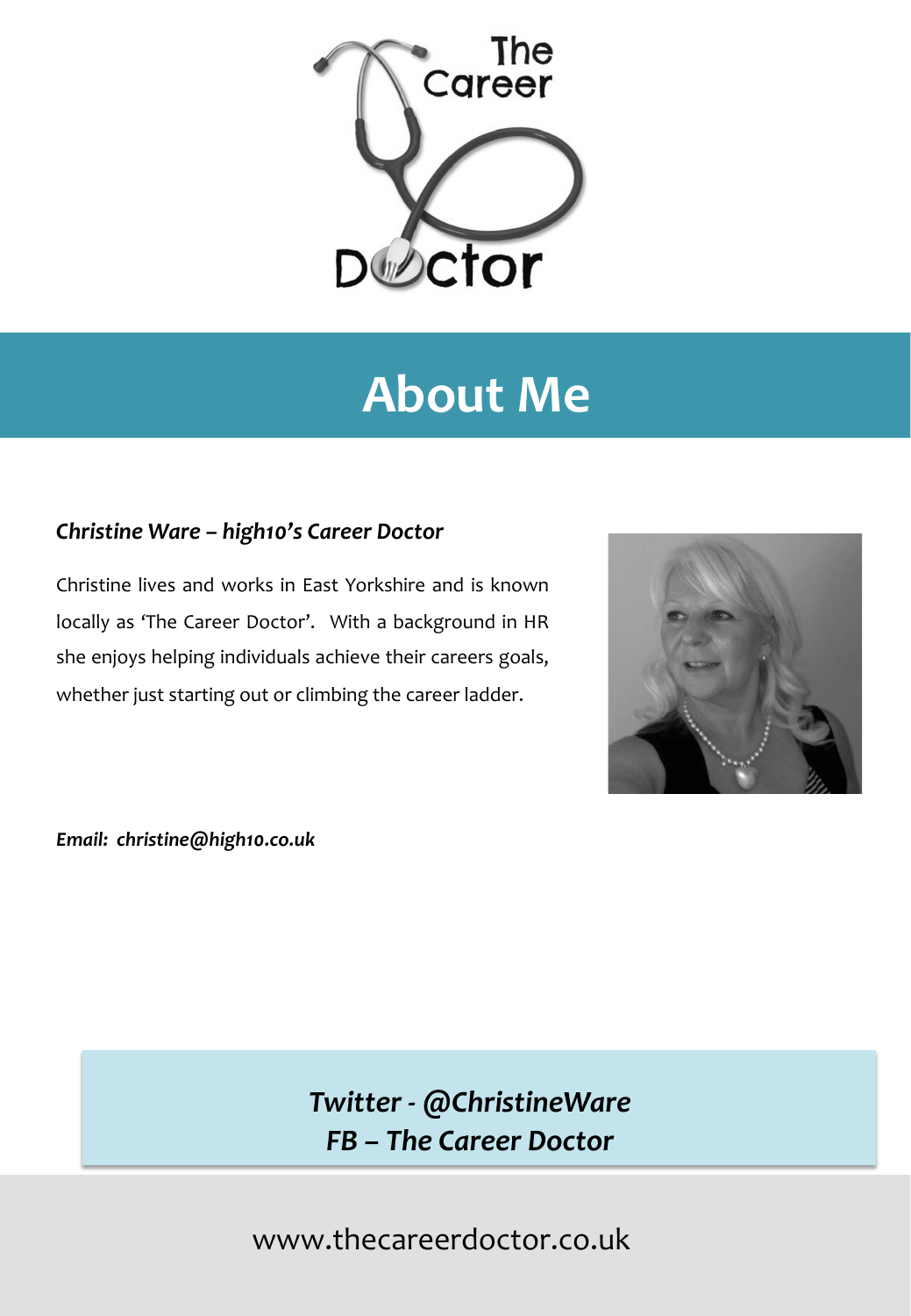The Career Doctor

# About Me

***Christine Ware – high10's Career Doctor***

Christine lives and works in East Yorkshire and is known locally as 'The Career Doctor'. With a background in HR she enjoys helping individuals achieve their careers goals, whether just starting out or climbing the career ladder.

***Email: christine@high10.co.uk***

***Twitter - @ChristineWare***
***FB – The Career Doctor***

www.thecareerdoctor.co.uk